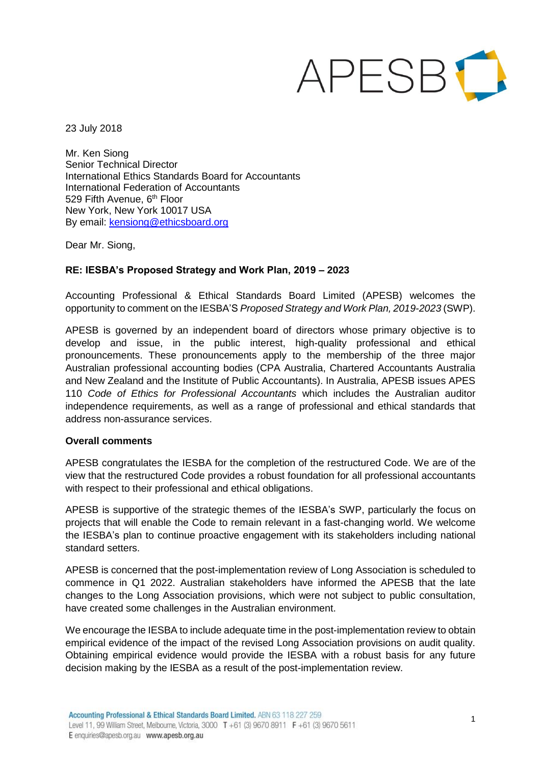APESB

23 July 2018

Mr. Ken Siong  
Senior Technical Director  
International Ethics Standards Board for Accountants  
International Federation of Accountants  
529 Fifth Avenue, 6th Floor  
New York, New York 10017 USA  
By email: kensiong@ethicsboard.org

Dear Mr. Siong,

**RE: IESBA's Proposed Strategy and Work Plan, 2019 – 2023**

Accounting Professional & Ethical Standards Board Limited (APESB) welcomes the opportunity to comment on the IESBA'S *Proposed Strategy and Work Plan, 2019-2023* (SWP).

APESB is governed by an independent board of directors whose primary objective is to develop and issue, in the public interest, high-quality professional and ethical pronouncements. These pronouncements apply to the membership of the three major Australian professional accounting bodies (CPA Australia, Chartered Accountants Australia and New Zealand and the Institute of Public Accountants). In Australia, APESB issues APES 110 *Code of Ethics for Professional Accountants* which includes the Australian auditor independence requirements, as well as a range of professional and ethical standards that address non-assurance services.

**Overall comments**

APESB congratulates the IESBA for the completion of the restructured Code. We are of the view that the restructured Code provides a robust foundation for all professional accountants with respect to their professional and ethical obligations.

APESB is supportive of the strategic themes of the IESBA's SWP, particularly the focus on projects that will enable the Code to remain relevant in a fast-changing world. We welcome the IESBA's plan to continue proactive engagement with its stakeholders including national standard setters.

APESB is concerned that the post-implementation review of Long Association is scheduled to commence in Q1 2022. Australian stakeholders have informed the APESB that the late changes to the Long Association provisions, which were not subject to public consultation, have created some challenges in the Australian environment.

We encourage the IESBA to include adequate time in the post-implementation review to obtain empirical evidence of the impact of the revised Long Association provisions on audit quality. Obtaining empirical evidence would provide the IESBA with a robust basis for any future decision making by the IESBA as a result of the post-implementation review.

**Accounting Professional & Ethical Standards Board Limited.** ABN 63 118 227 259  
Level 11, 99 William Street, Melbourne, Victoria, 3000 T +61 (3) 9670 8911 F +61 (3) 9670 5611  
E enquiries@apesb.org.au www.apesb.org.au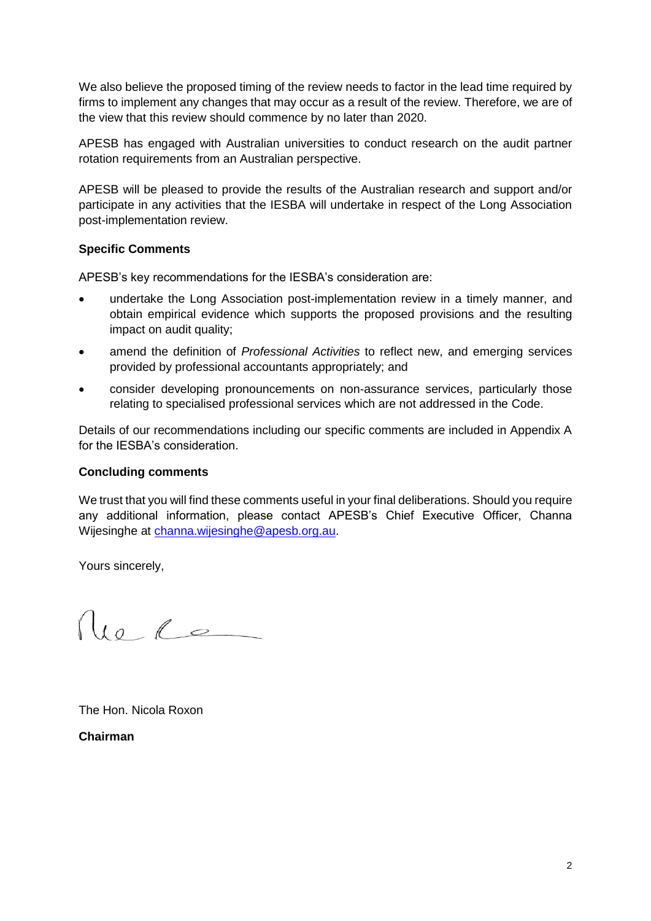We also believe the proposed timing of the review needs to factor in the lead time required by firms to implement any changes that may occur as a result of the review. Therefore, we are of the view that this review should commence by no later than 2020.

APESB has engaged with Australian universities to conduct research on the audit partner rotation requirements from an Australian perspective.

APESB will be pleased to provide the results of the Australian research and support and/or participate in any activities that the IESBA will undertake in respect of the Long Association post-implementation review.

**Specific Comments**

APESB's key recommendations for the IESBA's consideration are:

- undertake the Long Association post-implementation review in a timely manner, and obtain empirical evidence which supports the proposed provisions and the resulting impact on audit quality;
- amend the definition of *Professional Activities* to reflect new, and emerging services provided by professional accountants appropriately; and
- consider developing pronouncements on non-assurance services, particularly those relating to specialised professional services which are not addressed in the Code.

Details of our recommendations including our specific comments are included in Appendix A for the IESBA's consideration.

**Concluding comments**

We trust that you will find these comments useful in your final deliberations. Should you require any additional information, please contact APESB's Chief Executive Officer, Channa Wijesinghe at channa.wijesinghe@apesb.org.au.

Yours sincerely,

The Hon. Nicola Roxon

**Chairman**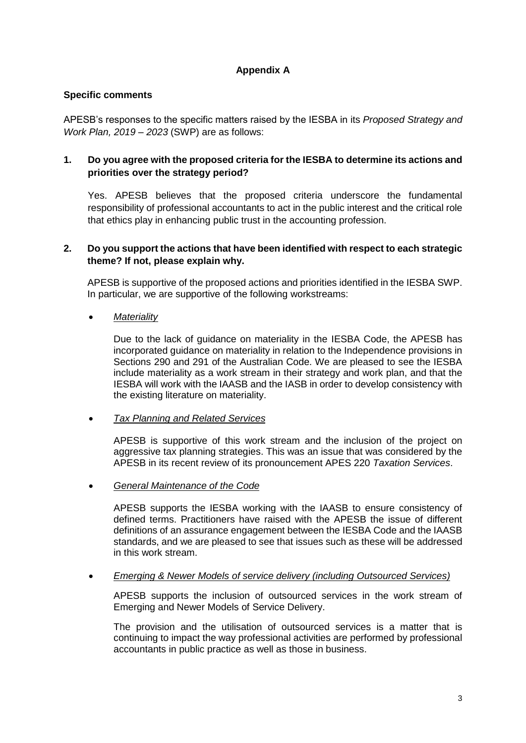## Appendix A

### Specific comments

APESB's responses to the specific matters raised by the IESBA in its *Proposed Strategy and Work Plan, 2019 – 2023* (SWP) are as follows:

**1. Do you agree with the proposed criteria for the IESBA to determine its actions and priorities over the strategy period?**

Yes. APESB believes that the proposed criteria underscore the fundamental responsibility of professional accountants to act in the public interest and the critical role that ethics play in enhancing public trust in the accounting profession.

**2. Do you support the actions that have been identified with respect to each strategic theme? If not, please explain why.**

APESB is supportive of the proposed actions and priorities identified in the IESBA SWP. In particular, we are supportive of the following workstreams:

- *Materiality*

  Due to the lack of guidance on materiality in the IESBA Code, the APESB has incorporated guidance on materiality in relation to the Independence provisions in Sections 290 and 291 of the Australian Code. We are pleased to see the IESBA include materiality as a work stream in their strategy and work plan, and that the IESBA will work with the IAASB and the IASB in order to develop consistency with the existing literature on materiality.

- *Tax Planning and Related Services*

  APESB is supportive of this work stream and the inclusion of the project on aggressive tax planning strategies. This was an issue that was considered by the APESB in its recent review of its pronouncement APES 220 *Taxation Services*.

- *General Maintenance of the Code*

  APESB supports the IESBA working with the IAASB to ensure consistency of defined terms. Practitioners have raised with the APESB the issue of different definitions of an assurance engagement between the IESBA Code and the IAASB standards, and we are pleased to see that issues such as these will be addressed in this work stream.

- *Emerging & Newer Models of service delivery (including Outsourced Services)*

  APESB supports the inclusion of outsourced services in the work stream of Emerging and Newer Models of Service Delivery.

  The provision and the utilisation of outsourced services is a matter that is continuing to impact the way professional activities are performed by professional accountants in public practice as well as those in business.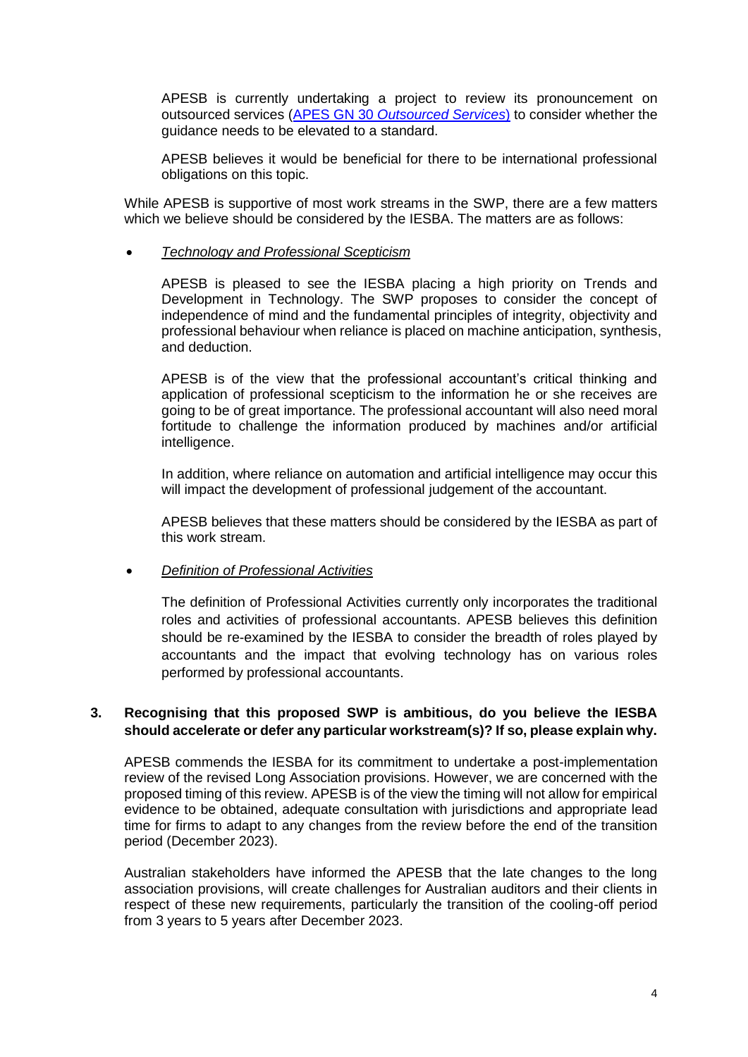APESB is currently undertaking a project to review its pronouncement on outsourced services ([APES GN 30 *Outsourced Services*]) to consider whether the guidance needs to be elevated to a standard.

APESB believes it would be beneficial for there to be international professional obligations on this topic.

While APESB is supportive of most work streams in the SWP, there are a few matters which we believe should be considered by the IESBA. The matters are as follows:

- *Technology and Professional Scepticism*

  APESB is pleased to see the IESBA placing a high priority on Trends and Development in Technology. The SWP proposes to consider the concept of independence of mind and the fundamental principles of integrity, objectivity and professional behaviour when reliance is placed on machine anticipation, synthesis, and deduction.

  APESB is of the view that the professional accountant's critical thinking and application of professional scepticism to the information he or she receives are going to be of great importance. The professional accountant will also need moral fortitude to challenge the information produced by machines and/or artificial intelligence.

  In addition, where reliance on automation and artificial intelligence may occur this will impact the development of professional judgement of the accountant.

  APESB believes that these matters should be considered by the IESBA as part of this work stream.

- *Definition of Professional Activities*

  The definition of Professional Activities currently only incorporates the traditional roles and activities of professional accountants. APESB believes this definition should be re-examined by the IESBA to consider the breadth of roles played by accountants and the impact that evolving technology has on various roles performed by professional accountants.

**3. Recognising that this proposed SWP is ambitious, do you believe the IESBA should accelerate or defer any particular workstream(s)? If so, please explain why.**

APESB commends the IESBA for its commitment to undertake a post-implementation review of the revised Long Association provisions. However, we are concerned with the proposed timing of this review. APESB is of the view the timing will not allow for empirical evidence to be obtained, adequate consultation with jurisdictions and appropriate lead time for firms to adapt to any changes from the review before the end of the transition period (December 2023).

Australian stakeholders have informed the APESB that the late changes to the long association provisions, will create challenges for Australian auditors and their clients in respect of these new requirements, particularly the transition of the cooling-off period from 3 years to 5 years after December 2023.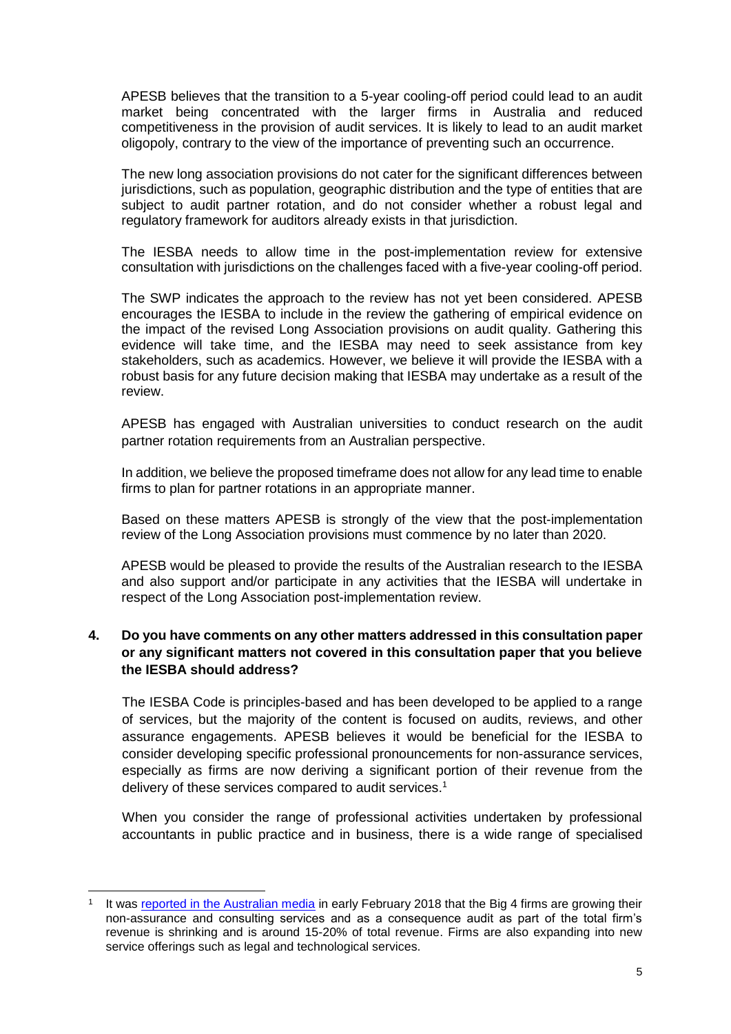APESB believes that the transition to a 5-year cooling-off period could lead to an audit market being concentrated with the larger firms in Australia and reduced competitiveness in the provision of audit services. It is likely to lead to an audit market oligopoly, contrary to the view of the importance of preventing such an occurrence.

The new long association provisions do not cater for the significant differences between jurisdictions, such as population, geographic distribution and the type of entities that are subject to audit partner rotation, and do not consider whether a robust legal and regulatory framework for auditors already exists in that jurisdiction.

The IESBA needs to allow time in the post-implementation review for extensive consultation with jurisdictions on the challenges faced with a five-year cooling-off period.

The SWP indicates the approach to the review has not yet been considered. APESB encourages the IESBA to include in the review the gathering of empirical evidence on the impact of the revised Long Association provisions on audit quality. Gathering this evidence will take time, and the IESBA may need to seek assistance from key stakeholders, such as academics. However, we believe it will provide the IESBA with a robust basis for any future decision making that IESBA may undertake as a result of the review.

APESB has engaged with Australian universities to conduct research on the audit partner rotation requirements from an Australian perspective.

In addition, we believe the proposed timeframe does not allow for any lead time to enable firms to plan for partner rotations in an appropriate manner.

Based on these matters APESB is strongly of the view that the post-implementation review of the Long Association provisions must commence by no later than 2020.

APESB would be pleased to provide the results of the Australian research to the IESBA and also support and/or participate in any activities that the IESBA will undertake in respect of the Long Association post-implementation review.

**4. Do you have comments on any other matters addressed in this consultation paper or any significant matters not covered in this consultation paper that you believe the IESBA should address?**

The IESBA Code is principles-based and has been developed to be applied to a range of services, but the majority of the content is focused on audits, reviews, and other assurance engagements. APESB believes it would be beneficial for the IESBA to consider developing specific professional pronouncements for non-assurance services, especially as firms are now deriving a significant portion of their revenue from the delivery of these services compared to audit services.[1]

When you consider the range of professional activities undertaken by professional accountants in public practice and in business, there is a wide range of specialised

[1] It was reported in the Australian media in early February 2018 that the Big 4 firms are growing their non-assurance and consulting services and as a consequence audit as part of the total firm's revenue is shrinking and is around 15-20% of total revenue. Firms are also expanding into new service offerings such as legal and technological services.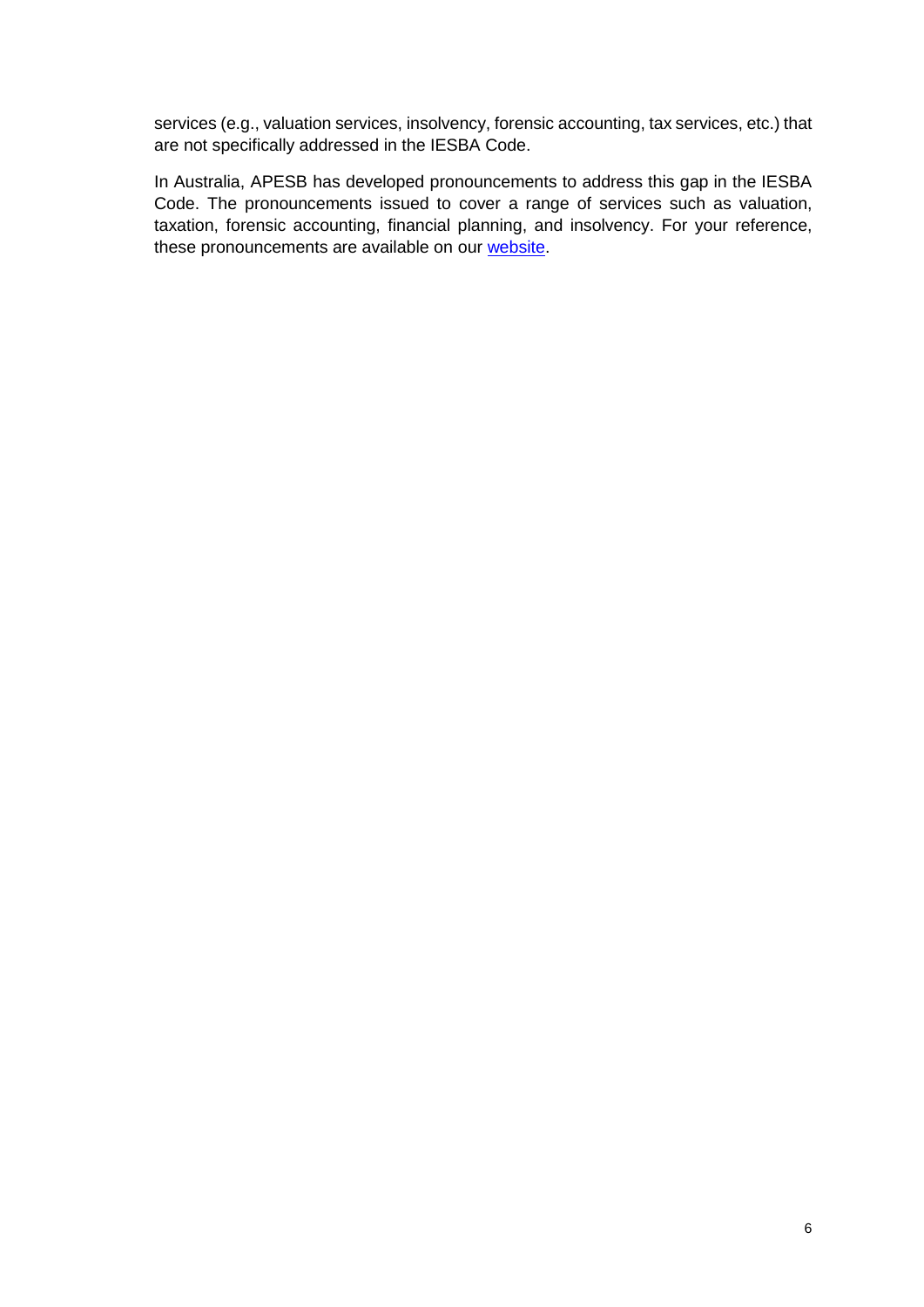services (e.g., valuation services, insolvency, forensic accounting, tax services, etc.) that are not specifically addressed in the IESBA Code.

In Australia, APESB has developed pronouncements to address this gap in the IESBA Code. The pronouncements issued to cover a range of services such as valuation, taxation, forensic accounting, financial planning, and insolvency. For your reference, these pronouncements are available on our website.